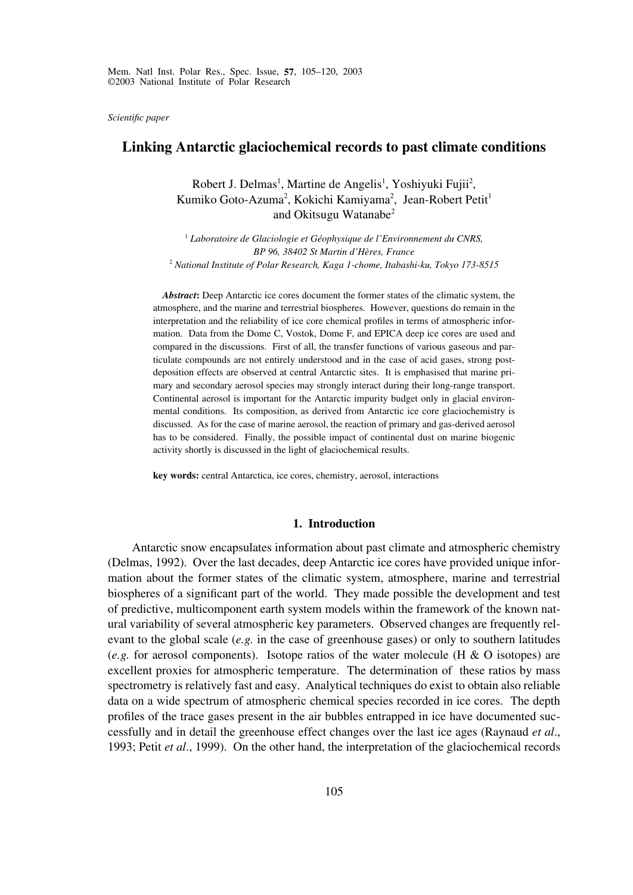*Scientific paper*

# Linking Antarctic glaciochemical records to past climate conditions

Robert J. Delmas[1], Martine de Angelis[1], Yoshiyuki Fujii[2], Kumiko Goto-Azuma[2], Kokichi Kamiyama[2], Jean-Robert Petit[1] and Okitsugu Watanabe[2]

[1] *Laboratoire de Glaciologie et Géophysique de l'Environnement du CNRS, BP 96, 38402 St Martin d'Hères, France*
[2] *National Institute of Polar Research, Kaga 1-chome, Itabashi-ku, Tokyo 173-8515*

***Abstract*:** Deep Antarctic ice cores document the former states of the climatic system, the atmosphere, and the marine and terrestrial biospheres. However, questions do remain in the interpretation and the reliability of ice core chemical profiles in terms of atmospheric information. Data from the Dome C, Vostok, Dome F, and EPICA deep ice cores are used and compared in the discussions. First of all, the transfer functions of various gaseous and particulate compounds are not entirely understood and in the case of acid gases, strong post-deposition effects are observed at central Antarctic sites. It is emphasised that marine primary and secondary aerosol species may strongly interact during their long-range transport. Continental aerosol is important for the Antarctic impurity budget only in glacial environmental conditions. Its composition, as derived from Antarctic ice core glaciochemistry is discussed. As for the case of marine aerosol, the reaction of primary and gas-derived aerosol has to be considered. Finally, the possible impact of continental dust on marine biogenic activity shortly is discussed in the light of glaciochemical results.

**key words:** central Antarctica, ice cores, chemistry, aerosol, interactions

## 1. Introduction

Antarctic snow encapsulates information about past climate and atmospheric chemistry (Delmas, 1992). Over the last decades, deep Antarctic ice cores have provided unique information about the former states of the climatic system, atmosphere, marine and terrestrial biospheres of a significant part of the world. They made possible the development and test of predictive, multicomponent earth system models within the framework of the known natural variability of several atmospheric key parameters. Observed changes are frequently relevant to the global scale (*e.g.* in the case of greenhouse gases) or only to southern latitudes (*e.g.* for aerosol components). Isotope ratios of the water molecule (H & O isotopes) are excellent proxies for atmospheric temperature. The determination of these ratios by mass spectrometry is relatively fast and easy. Analytical techniques do exist to obtain also reliable data on a wide spectrum of atmospheric chemical species recorded in ice cores. The depth profiles of the trace gases present in the air bubbles entrapped in ice have documented successfully and in detail the greenhouse effect changes over the last ice ages (Raynaud *et al*., 1993; Petit *et al*., 1999). On the other hand, the interpretation of the glaciochemical records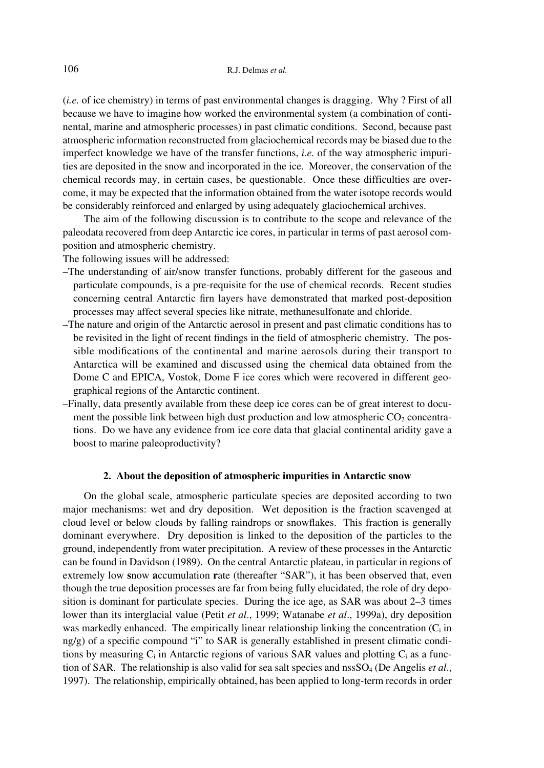(*i.e.* of ice chemistry) in terms of past environmental changes is dragging. Why ? First of all because we have to imagine how worked the environmental system (a combination of continental, marine and atmospheric processes) in past climatic conditions. Second, because past atmospheric information reconstructed from glaciochemical records may be biased due to the imperfect knowledge we have of the transfer functions, *i.e.* of the way atmospheric impurities are deposited in the snow and incorporated in the ice. Moreover, the conservation of the chemical records may, in certain cases, be questionable. Once these difficulties are overcome, it may be expected that the information obtained from the water isotope records would be considerably reinforced and enlarged by using adequately glaciochemical archives.

The aim of the following discussion is to contribute to the scope and relevance of the paleodata recovered from deep Antarctic ice cores, in particular in terms of past aerosol composition and atmospheric chemistry.

The following issues will be addressed:

- The understanding of air/snow transfer functions, probably different for the gaseous and particulate compounds, is a pre-requisite for the use of chemical records. Recent studies concerning central Antarctic firn layers have demonstrated that marked post-deposition processes may affect several species like nitrate, methanesulfonate and chloride.
- The nature and origin of the Antarctic aerosol in present and past climatic conditions has to be revisited in the light of recent findings in the field of atmospheric chemistry. The possible modifications of the continental and marine aerosols during their transport to Antarctica will be examined and discussed using the chemical data obtained from the Dome C and EPICA, Vostok, Dome F ice cores which were recovered in different geographical regions of the Antarctic continent.
- Finally, data presently available from these deep ice cores can be of great interest to document the possible link between high dust production and low atmospheric $CO_2$ concentrations. Do we have any evidence from ice core data that glacial continental aridity gave a boost to marine paleoproductivity?

## 2. About the deposition of atmospheric impurities in Antarctic snow

On the global scale, atmospheric particulate species are deposited according to two major mechanisms: wet and dry deposition. Wet deposition is the fraction scavenged at cloud level or below clouds by falling raindrops or snowflakes. This fraction is generally dominant everywhere. Dry deposition is linked to the deposition of the particles to the ground, independently from water precipitation. A review of these processes in the Antarctic can be found in Davidson (1989). On the central Antarctic plateau, in particular in regions of extremely low **s**now **a**ccumulation **r**ate (thereafter "SAR"), it has been observed that, even though the true deposition processes are far from being fully elucidated, the role of dry deposition is dominant for particulate species. During the ice age, as SAR was about 2–3 times lower than its interglacial value (Petit *et al*., 1999; Watanabe *et al*., 1999a), dry deposition was markedly enhanced. The empirically linear relationship linking the concentration ($C_i$ in ng/g) of a specific compound "i" to SAR is generally established in present climatic conditions by measuring $C_i$ in Antarctic regions of various SAR values and plotting $C_i$ as a function of SAR. The relationship is also valid for sea salt species and $nssSO_4$ (De Angelis *et al*., 1997). The relationship, empirically obtained, has been applied to long-term records in order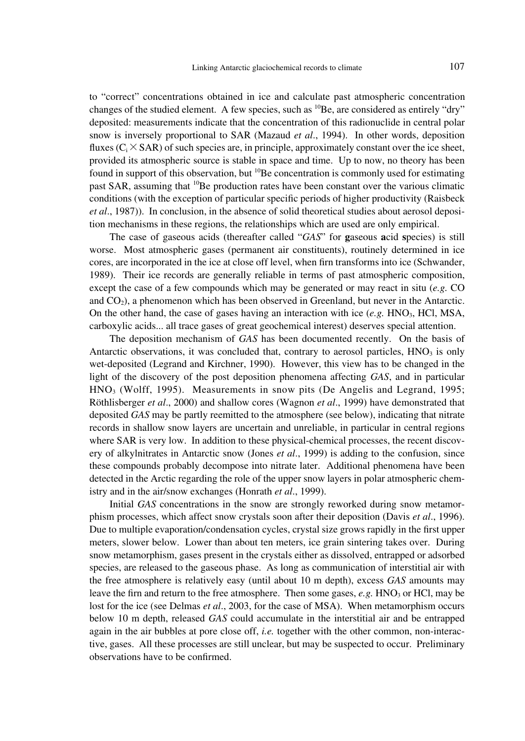to "correct" concentrations obtained in ice and calculate past atmospheric concentration changes of the studied element. A few species, such as $^{10}Be$, are considered as entirely "dry" deposited: measurements indicate that the concentration of this radionuclide in central polar snow is inversely proportional to SAR (Mazaud *et al*., 1994). In other words, deposition fluxes ($C_i \times SAR$) of such species are, in principle, approximately constant over the ice sheet, provided its atmospheric source is stable in space and time. Up to now, no theory has been found in support of this observation, but $^{10}Be$ concentration is commonly used for estimating past SAR, assuming that $^{10}Be$ production rates have been constant over the various climatic conditions (with the exception of particular specific periods of higher productivity (Raisbeck *et al*., 1987)). In conclusion, in the absence of solid theoretical studies about aerosol deposition mechanisms in these regions, the relationships which are used are only empirical.

The case of gaseous acids (thereafter called "*GAS*" for **g**aseous **a**cid **s**pecies) is still worse. Most atmospheric gases (permanent air constituents), routinely determined in ice cores, are incorporated in the ice at close off level, when firn transforms into ice (Schwander, 1989). Their ice records are generally reliable in terms of past atmospheric composition, except the case of a few compounds which may be generated or may react in situ (*e.g.* CO and $CO_2$), a phenomenon which has been observed in Greenland, but never in the Antarctic. On the other hand, the case of gases having an interaction with ice (*e.g.* $HNO_3$, HCl, MSA, carboxylic acids... all trace gases of great geochemical interest) deserves special attention.

The deposition mechanism of *GAS* has been documented recently. On the basis of Antarctic observations, it was concluded that, contrary to aerosol particles, $HNO_3$ is only wet-deposited (Legrand and Kirchner, 1990). However, this view has to be changed in the light of the discovery of the post deposition phenomena affecting *GAS*, and in particular $HNO_3$ (Wolff, 1995). Measurements in snow pits (De Angelis and Legrand, 1995; Röthlisberger *et al*., 2000) and shallow cores (Wagnon *et al*., 1999) have demonstrated that deposited *GAS* may be partly reemitted to the atmosphere (see below), indicating that nitrate records in shallow snow layers are uncertain and unreliable, in particular in central regions where SAR is very low. In addition to these physical-chemical processes, the recent discovery of alkylnitrates in Antarctic snow (Jones *et al*., 1999) is adding to the confusion, since these compounds probably decompose into nitrate later. Additional phenomena have been detected in the Arctic regarding the role of the upper snow layers in polar atmospheric chemistry and in the air/snow exchanges (Honrath *et al*., 1999).

Initial *GAS* concentrations in the snow are strongly reworked during snow metamorphism processes, which affect snow crystals soon after their deposition (Davis *et al*., 1996). Due to multiple evaporation/condensation cycles, crystal size grows rapidly in the first upper meters, slower below. Lower than about ten meters, ice grain sintering takes over. During snow metamorphism, gases present in the crystals either as dissolved, entrapped or adsorbed species, are released to the gaseous phase. As long as communication of interstitial air with the free atmosphere is relatively easy (until about 10 m depth), excess *GAS* amounts may leave the firn and return to the free atmosphere. Then some gases, *e.g.* $HNO_3$ or HCl, may be lost for the ice (see Delmas *et al*., 2003, for the case of MSA). When metamorphism occurs below 10 m depth, released *GAS* could accumulate in the interstitial air and be entrapped again in the air bubbles at pore close off, *i.e.* together with the other common, non-interactive, gases. All these processes are still unclear, but may be suspected to occur. Preliminary observations have to be confirmed.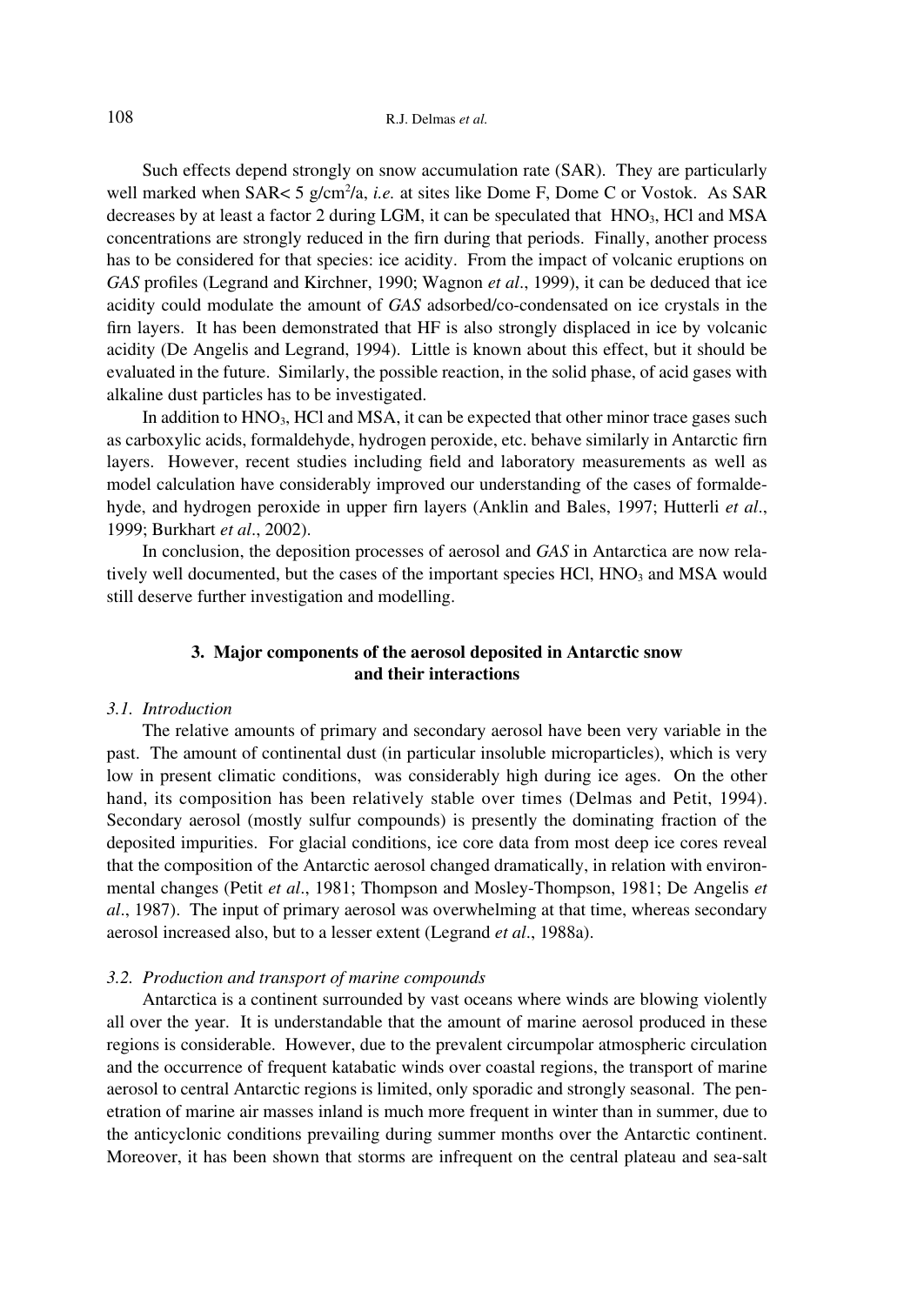Such effects depend strongly on snow accumulation rate (SAR). They are particularly well marked when SAR< 5 g/cm$^2$/a, *i.e.* at sites like Dome F, Dome C or Vostok. As SAR decreases by at least a factor 2 during LGM, it can be speculated that $HNO_3$, HCl and MSA concentrations are strongly reduced in the firn during that periods. Finally, another process has to be considered for that species: ice acidity. From the impact of volcanic eruptions on *GAS* profiles (Legrand and Kirchner, 1990; Wagnon *et al*., 1999), it can be deduced that ice acidity could modulate the amount of *GAS* adsorbed/co-condensated on ice crystals in the firn layers. It has been demonstrated that HF is also strongly displaced in ice by volcanic acidity (De Angelis and Legrand, 1994). Little is known about this effect, but it should be evaluated in the future. Similarly, the possible reaction, in the solid phase, of acid gases with alkaline dust particles has to be investigated.

In addition to $HNO_3$, HCl and MSA, it can be expected that other minor trace gases such as carboxylic acids, formaldehyde, hydrogen peroxide, etc. behave similarly in Antarctic firn layers. However, recent studies including field and laboratory measurements as well as model calculation have considerably improved our understanding of the cases of formaldehyde, and hydrogen peroxide in upper firn layers (Anklin and Bales, 1997; Hutterli *et al*., 1999; Burkhart *et al*., 2002).

In conclusion, the deposition processes of aerosol and *GAS* in Antarctica are now relatively well documented, but the cases of the important species HCl, $HNO_3$ and MSA would still deserve further investigation and modelling.

## 3. Major components of the aerosol deposited in Antarctic snow and their interactions

### *3.1. Introduction*

The relative amounts of primary and secondary aerosol have been very variable in the past. The amount of continental dust (in particular insoluble microparticles), which is very low in present climatic conditions, was considerably high during ice ages. On the other hand, its composition has been relatively stable over times (Delmas and Petit, 1994). Secondary aerosol (mostly sulfur compounds) is presently the dominating fraction of the deposited impurities. For glacial conditions, ice core data from most deep ice cores reveal that the composition of the Antarctic aerosol changed dramatically, in relation with environmental changes (Petit *et al*., 1981; Thompson and Mosley-Thompson, 1981; De Angelis *et al*., 1987). The input of primary aerosol was overwhelming at that time, whereas secondary aerosol increased also, but to a lesser extent (Legrand *et al*., 1988a).

### *3.2. Production and transport of marine compounds*

Antarctica is a continent surrounded by vast oceans where winds are blowing violently all over the year. It is understandable that the amount of marine aerosol produced in these regions is considerable. However, due to the prevalent circumpolar atmospheric circulation and the occurrence of frequent katabatic winds over coastal regions, the transport of marine aerosol to central Antarctic regions is limited, only sporadic and strongly seasonal. The penetration of marine air masses inland is much more frequent in winter than in summer, due to the anticyclonic conditions prevailing during summer months over the Antarctic continent. Moreover, it has been shown that storms are infrequent on the central plateau and sea-salt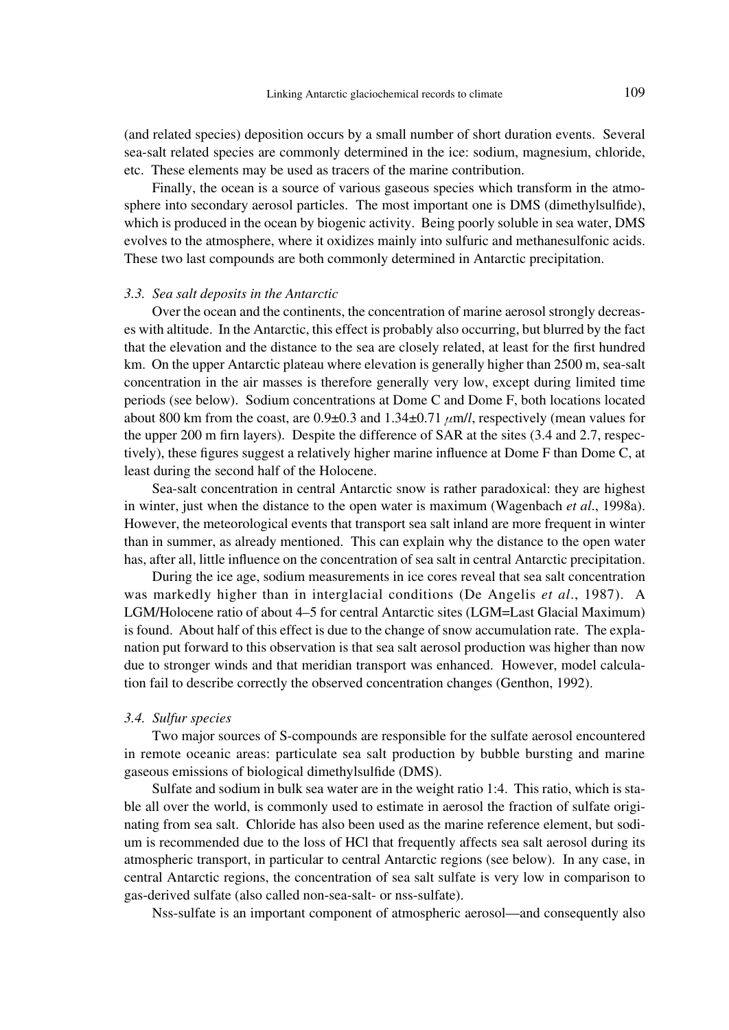(and related species) deposition occurs by a small number of short duration events. Several sea-salt related species are commonly determined in the ice: sodium, magnesium, chloride, etc. These elements may be used as tracers of the marine contribution.

Finally, the ocean is a source of various gaseous species which transform in the atmosphere into secondary aerosol particles. The most important one is DMS (dimethylsulfide), which is produced in the ocean by biogenic activity. Being poorly soluble in sea water, DMS evolves to the atmosphere, where it oxidizes mainly into sulfuric and methanesulfonic acids. These two last compounds are both commonly determined in Antarctic precipitation.

### *3.3. Sea salt deposits in the Antarctic*

Over the ocean and the continents, the concentration of marine aerosol strongly decreases with altitude. In the Antarctic, this effect is probably also occurring, but blurred by the fact that the elevation and the distance to the sea are closely related, at least for the first hundred km. On the upper Antarctic plateau where elevation is generally higher than 2500 m, sea-salt concentration in the air masses is therefore generally very low, except during limited time periods (see below). Sodium concentrations at Dome C and Dome F, both locations located about 800 km from the coast, are 0.9±0.3 and 1.34±0.71 $\mu$m/*l*, respectively (mean values for the upper 200 m firn layers). Despite the difference of SAR at the sites (3.4 and 2.7, respectively), these figures suggest a relatively higher marine influence at Dome F than Dome C, at least during the second half of the Holocene.

Sea-salt concentration in central Antarctic snow is rather paradoxical: they are highest in winter, just when the distance to the open water is maximum (Wagenbach *et al*., 1998a). However, the meteorological events that transport sea salt inland are more frequent in winter than in summer, as already mentioned. This can explain why the distance to the open water has, after all, little influence on the concentration of sea salt in central Antarctic precipitation.

During the ice age, sodium measurements in ice cores reveal that sea salt concentration was markedly higher than in interglacial conditions (De Angelis *et al*., 1987). A LGM/Holocene ratio of about 4–5 for central Antarctic sites (LGM=Last Glacial Maximum) is found. About half of this effect is due to the change of snow accumulation rate. The explanation put forward to this observation is that sea salt aerosol production was higher than now due to stronger winds and that meridian transport was enhanced. However, model calculation fail to describe correctly the observed concentration changes (Genthon, 1992).

### *3.4. Sulfur species*

Two major sources of S-compounds are responsible for the sulfate aerosol encountered in remote oceanic areas: particulate sea salt production by bubble bursting and marine gaseous emissions of biological dimethylsulfide (DMS).

Sulfate and sodium in bulk sea water are in the weight ratio 1:4. This ratio, which is stable all over the world, is commonly used to estimate in aerosol the fraction of sulfate originating from sea salt. Chloride has also been used as the marine reference element, but sodium is recommended due to the loss of HCl that frequently affects sea salt aerosol during its atmospheric transport, in particular to central Antarctic regions (see below). In any case, in central Antarctic regions, the concentration of sea salt sulfate is very low in comparison to gas-derived sulfate (also called non-sea-salt- or nss-sulfate).

Nss-sulfate is an important component of atmospheric aerosol—and consequently also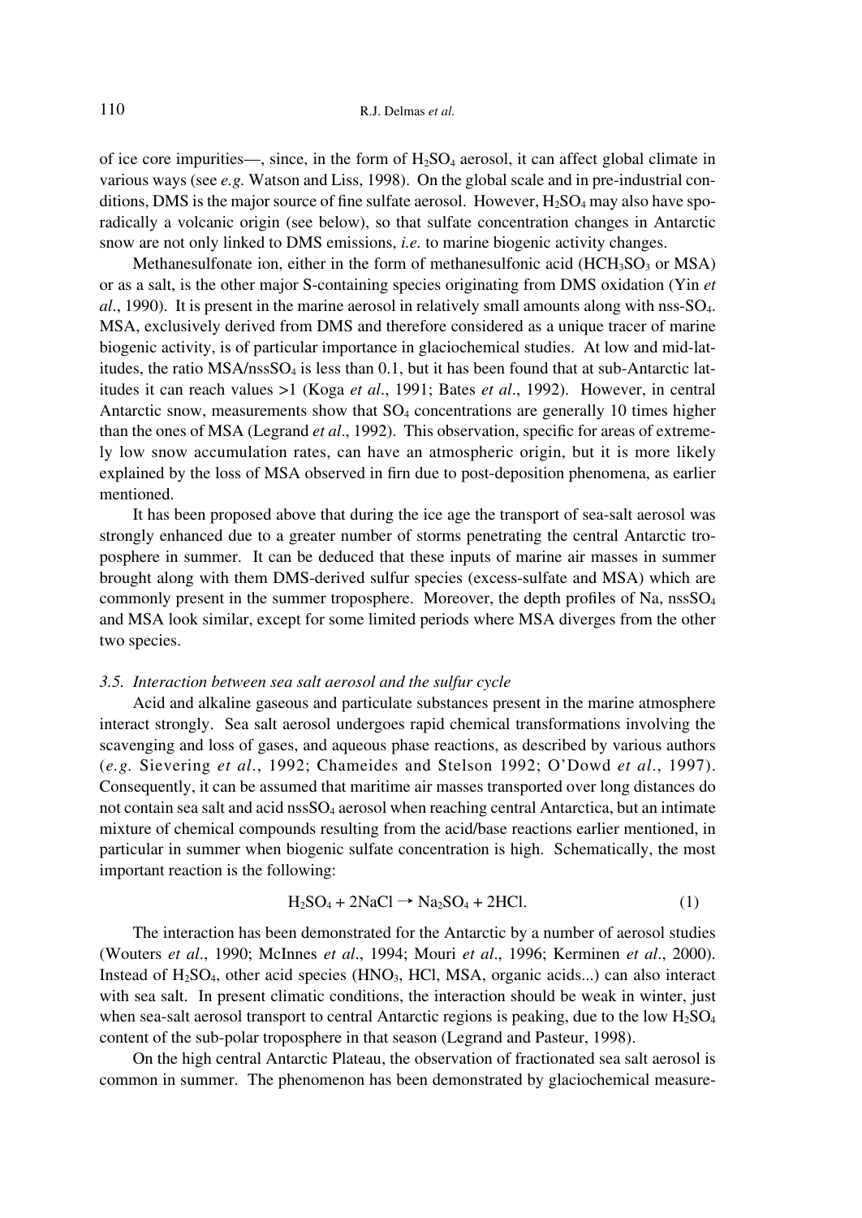of ice core impurities—, since, in the form of $H_2SO_4$ aerosol, it can affect global climate in various ways (see *e.g.* Watson and Liss, 1998). On the global scale and in pre-industrial conditions, DMS is the major source of fine sulfate aerosol. However, $H_2SO_4$ may also have sporadically a volcanic origin (see below), so that sulfate concentration changes in Antarctic snow are not only linked to DMS emissions, *i.e.* to marine biogenic activity changes.

Methanesulfonate ion, either in the form of methanesulfonic acid ($HCH_3SO_3$ or MSA) or as a salt, is the other major S-containing species originating from DMS oxidation (Yin *et al*., 1990). It is present in the marine aerosol in relatively small amounts along with nss-$SO_4$. MSA, exclusively derived from DMS and therefore considered as a unique tracer of marine biogenic activity, is of particular importance in glaciochemical studies. At low and mid-latitudes, the ratio MSA/nss$SO_4$ is less than 0.1, but it has been found that at sub-Antarctic latitudes it can reach values >1 (Koga *et al*., 1991; Bates *et al*., 1992). However, in central Antarctic snow, measurements show that $SO_4$ concentrations are generally 10 times higher than the ones of MSA (Legrand *et al*., 1992). This observation, specific for areas of extremely low snow accumulation rates, can have an atmospheric origin, but it is more likely explained by the loss of MSA observed in firn due to post-deposition phenomena, as earlier mentioned.

It has been proposed above that during the ice age the transport of sea-salt aerosol was strongly enhanced due to a greater number of storms penetrating the central Antarctic troposphere in summer. It can be deduced that these inputs of marine air masses in summer brought along with them DMS-derived sulfur species (excess-sulfate and MSA) which are commonly present in the summer troposphere. Moreover, the depth profiles of Na, nss$SO_4$ and MSA look similar, except for some limited periods where MSA diverges from the other two species.

### 3.5. *Interaction between sea salt aerosol and the sulfur cycle*

Acid and alkaline gaseous and particulate substances present in the marine atmosphere interact strongly. Sea salt aerosol undergoes rapid chemical transformations involving the scavenging and loss of gases, and aqueous phase reactions, as described by various authors (*e.g.* Sievering *et al*., 1992; Chameides and Stelson 1992; O'Dowd *et al*., 1997). Consequently, it can be assumed that maritime air masses transported over long distances do not contain sea salt and acid nss$SO_4$ aerosol when reaching central Antarctica, but an intimate mixture of chemical compounds resulting from the acid/base reactions earlier mentioned, in particular in summer when biogenic sulfate concentration is high. Schematically, the most important reaction is the following:

$$H_2SO_4 + 2NaCl \rightarrow Na_2SO_4 + 2HCl. \quad (1)$$

The interaction has been demonstrated for the Antarctic by a number of aerosol studies (Wouters *et al*., 1990; McInnes *et al*., 1994; Mouri *et al*., 1996; Kerminen *et al*., 2000). Instead of $H_2SO_4$, other acid species ($HNO_3$, HCl, MSA, organic acids...) can also interact with sea salt. In present climatic conditions, the interaction should be weak in winter, just when sea-salt aerosol transport to central Antarctic regions is peaking, due to the low $H_2SO_4$ content of the sub-polar troposphere in that season (Legrand and Pasteur, 1998).

On the high central Antarctic Plateau, the observation of fractionated sea salt aerosol is common in summer. The phenomenon has been demonstrated by glaciochemical measure-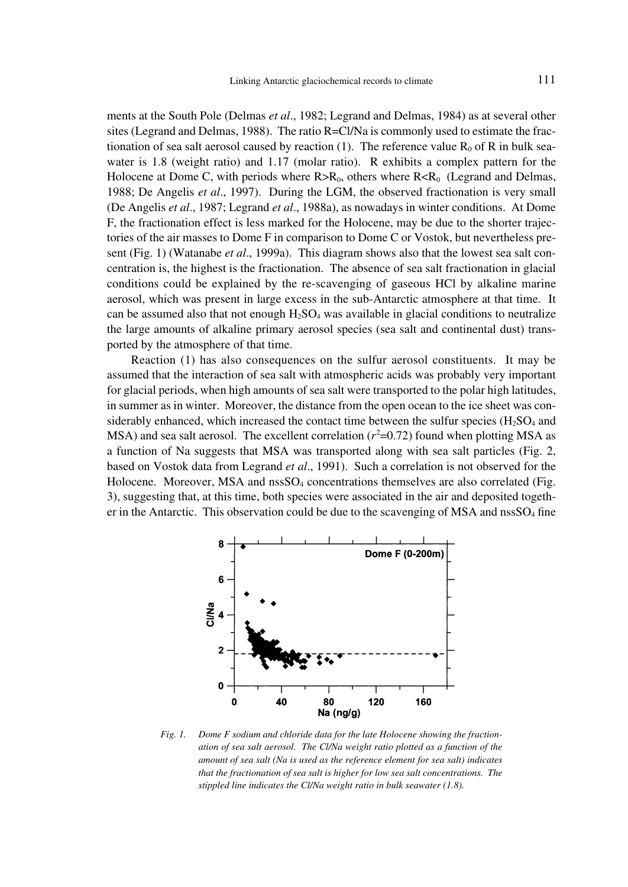ments at the South Pole (Delmas *et al*., 1982; Legrand and Delmas, 1984) as at several other sites (Legrand and Delmas, 1988). The ratio R=Cl/Na is commonly used to estimate the fractionation of sea salt aerosol caused by reaction (1). The reference value $R_0$ of R in bulk seawater is 1.8 (weight ratio) and 1.17 (molar ratio). R exhibits a complex pattern for the Holocene at Dome C, with periods where $R>R_0$, others where $R<R_0$ (Legrand and Delmas, 1988; De Angelis *et al*., 1997). During the LGM, the observed fractionation is very small (De Angelis *et al*., 1987; Legrand *et al*., 1988a), as nowadays in winter conditions. At Dome F, the fractionation effect is less marked for the Holocene, may be due to the shorter trajectories of the air masses to Dome F in comparison to Dome C or Vostok, but nevertheless present (Fig. 1) (Watanabe *et al*., 1999a). This diagram shows also that the lowest sea salt concentration is, the highest is the fractionation. The absence of sea salt fractionation in glacial conditions could be explained by the re-scavenging of gaseous HCl by alkaline marine aerosol, which was present in large excess in the sub-Antarctic atmosphere at that time. It can be assumed also that not enough $H_2SO_4$ was available in glacial conditions to neutralize the large amounts of alkaline primary aerosol species (sea salt and continental dust) transported by the atmosphere of that time.

Reaction (1) has also consequences on the sulfur aerosol constituents. It may be assumed that the interaction of sea salt with atmospheric acids was probably very important for glacial periods, when high amounts of sea salt were transported to the polar high latitudes, in summer as in winter. Moreover, the distance from the open ocean to the ice sheet was considerably enhanced, which increased the contact time between the sulfur species ($H_2SO_4$ and MSA) and sea salt aerosol. The excellent correlation ($r^2$=0.72) found when plotting MSA as a function of Na suggests that MSA was transported along with sea salt particles (Fig. 2, based on Vostok data from Legrand *et al*., 1991). Such a correlation is not observed for the Holocene. Moreover, MSA and $nssSO_4$ concentrations themselves are also correlated (Fig. 3), suggesting that, at this time, both species were associated in the air and deposited together in the Antarctic. This observation could be due to the scavenging of MSA and $nssSO_4$ fine

*Fig. 1. Dome F sodium and chloride data for the late Holocene showing the fractionation of sea salt aerosol. The Cl/Na weight ratio plotted as a function of the amount of sea salt (Na is used as the reference element for sea salt) indicates that the fractionation of sea salt is higher for low sea salt concentrations. The stippled line indicates the Cl/Na weight ratio in bulk seawater (1.8).*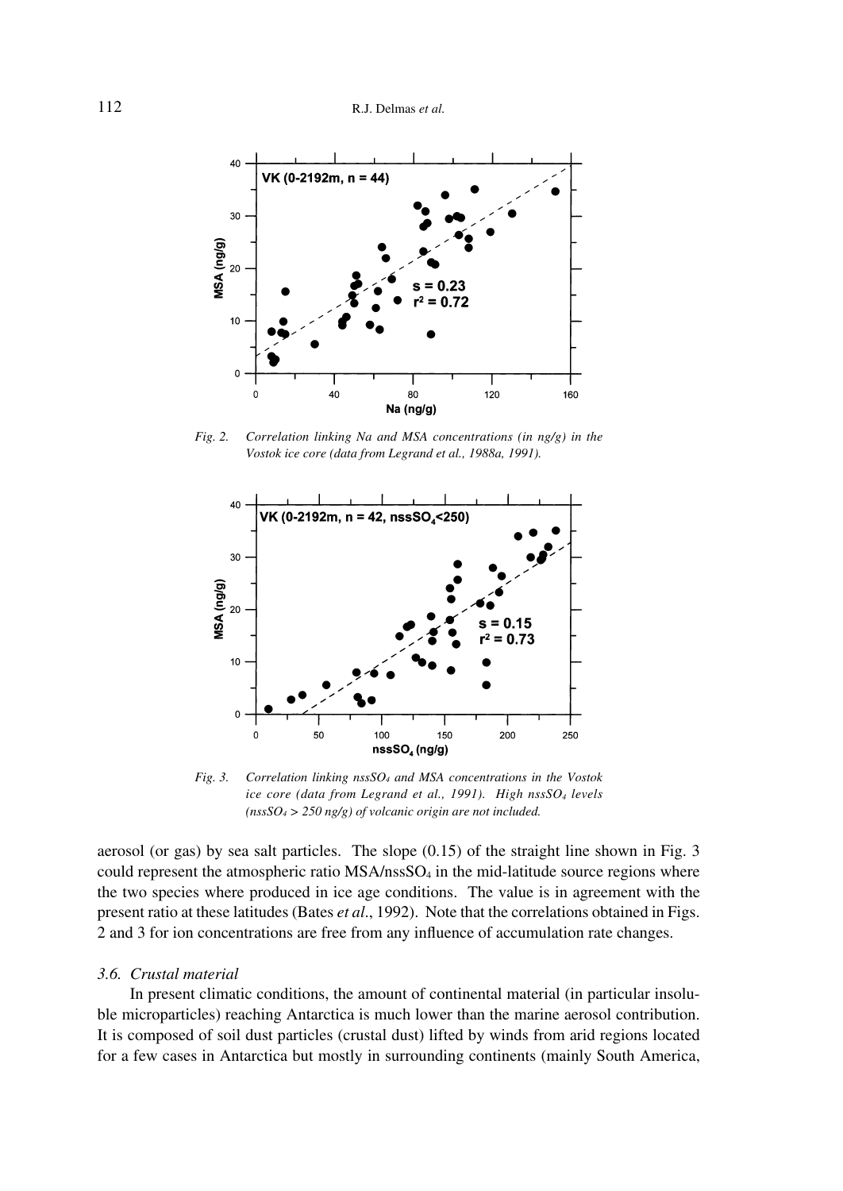*Fig. 2. Correlation linking Na and MSA concentrations (in ng/g) in the Vostok ice core (data from Legrand et al., 1988a, 1991).*

*Fig. 3. Correlation linking $nssSO_4$ and MSA concentrations in the Vostok ice core (data from Legrand et al., 1991). High $nssSO_4$ levels ($nssSO_4 > 250$ ng/g) of volcanic origin are not included.*

aerosol (or gas) by sea salt particles. The slope (0.15) of the straight line shown in Fig. 3 could represent the atmospheric ratio MSA/$nssSO_4$ in the mid-latitude source regions where the two species where produced in ice age conditions. The value is in agreement with the present ratio at these latitudes (Bates *et al*., 1992). Note that the correlations obtained in Figs. 2 and 3 for ion concentrations are free from any influence of accumulation rate changes.

### *3.6. Crustal material*

In present climatic conditions, the amount of continental material (in particular insoluble microparticles) reaching Antarctica is much lower than the marine aerosol contribution. It is composed of soil dust particles (crustal dust) lifted by winds from arid regions located for a few cases in Antarctica but mostly in surrounding continents (mainly South America,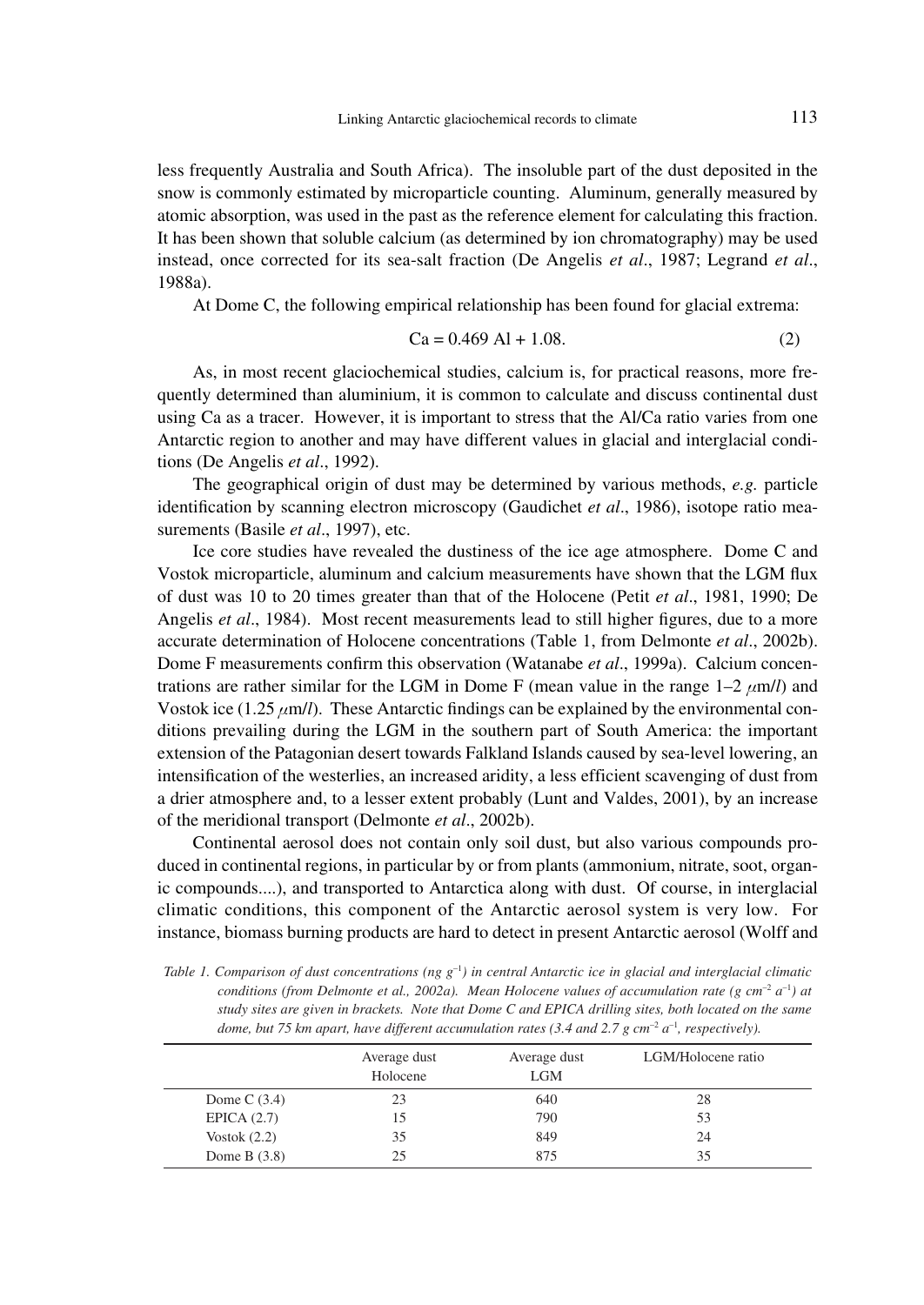less frequently Australia and South Africa). The insoluble part of the dust deposited in the snow is commonly estimated by microparticle counting. Aluminum, generally measured by atomic absorption, was used in the past as the reference element for calculating this fraction. It has been shown that soluble calcium (as determined by ion chromatography) may be used instead, once corrected for its sea-salt fraction (De Angelis *et al*., 1987; Legrand *et al*., 1988a).

At Dome C, the following empirical relationship has been found for glacial extrema:

$$\mathrm{Ca} = 0.469\ \mathrm{Al} + 1.08. \tag{2}$$

As, in most recent glaciochemical studies, calcium is, for practical reasons, more frequently determined than aluminium, it is common to calculate and discuss continental dust using Ca as a tracer. However, it is important to stress that the Al/Ca ratio varies from one Antarctic region to another and may have different values in glacial and interglacial conditions (De Angelis *et al*., 1992).

The geographical origin of dust may be determined by various methods, *e.g.* particle identification by scanning electron microscopy (Gaudichet *et al*., 1986), isotope ratio measurements (Basile *et al*., 1997), etc.

Ice core studies have revealed the dustiness of the ice age atmosphere. Dome C and Vostok microparticle, aluminum and calcium measurements have shown that the LGM flux of dust was 10 to 20 times greater than that of the Holocene (Petit *et al*., 1981, 1990; De Angelis *et al*., 1984). Most recent measurements lead to still higher figures, due to a more accurate determination of Holocene concentrations (Table 1, from Delmonte *et al*., 2002b). Dome F measurements confirm this observation (Watanabe *et al*., 1999a). Calcium concentrations are rather similar for the LGM in Dome F (mean value in the range 1–2 $\mu$m/*l*) and Vostok ice (1.25 $\mu$m/*l*). These Antarctic findings can be explained by the environmental conditions prevailing during the LGM in the southern part of South America: the important extension of the Patagonian desert towards Falkland Islands caused by sea-level lowering, an intensification of the westerlies, an increased aridity, a less efficient scavenging of dust from a drier atmosphere and, to a lesser extent probably (Lunt and Valdes, 2001), by an increase of the meridional transport (Delmonte *et al*., 2002b).

Continental aerosol does not contain only soil dust, but also various compounds produced in continental regions, in particular by or from plants (ammonium, nitrate, soot, organic compounds....), and transported to Antarctica along with dust. Of course, in interglacial climatic conditions, this component of the Antarctic aerosol system is very low. For instance, biomass burning products are hard to detect in present Antarctic aerosol (Wolff and

*Table 1. Comparison of dust concentrations (ng $g^{-1}$) in central Antarctic ice in glacial and interglacial climatic conditions (from Delmonte et al., 2002a). Mean Holocene values of accumulation rate (g $cm^{-2}$ $a^{-1}$) at study sites are given in brackets. Note that Dome C and EPICA drilling sites, both located on the same dome, but 75 km apart, have different accumulation rates (3.4 and 2.7 g $cm^{-2}$ $a^{-1}$, respectively).*

| | Average dust Holocene | Average dust LGM | LGM/Holocene ratio |
|---|---|---|---|
| Dome C (3.4) | 23 | 640 | 28 |
| EPICA (2.7) | 15 | 790 | 53 |
| Vostok (2.2) | 35 | 849 | 24 |
| Dome B (3.8) | 25 | 875 | 35 |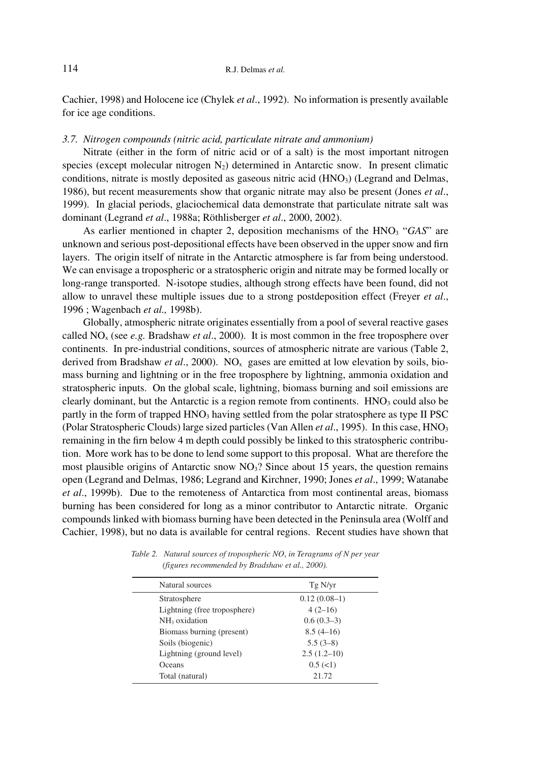Cachier, 1998) and Holocene ice (Chylek *et al*., 1992). No information is presently available for ice age conditions.

### *3.7. Nitrogen compounds (nitric acid, particulate nitrate and ammonium)*

Nitrate (either in the form of nitric acid or of a salt) is the most important nitrogen species (except molecular nitrogen $N_2$) determined in Antarctic snow. In present climatic conditions, nitrate is mostly deposited as gaseous nitric acid ($HNO_3$) (Legrand and Delmas, 1986), but recent measurements show that organic nitrate may also be present (Jones *et al*., 1999). In glacial periods, glaciochemical data demonstrate that particulate nitrate salt was dominant (Legrand *et al*., 1988a; Röthlisberger *et al*., 2000, 2002).

As earlier mentioned in chapter 2, deposition mechanisms of the $HNO_3$ "*GAS*" are unknown and serious post-depositional effects have been observed in the upper snow and firn layers. The origin itself of nitrate in the Antarctic atmosphere is far from being understood. We can envisage a tropospheric or a stratospheric origin and nitrate may be formed locally or long-range transported. N-isotope studies, although strong effects have been found, did not allow to unravel these multiple issues due to a strong postdeposition effect (Freyer *et al*., 1996 ; Wagenbach *et al.,* 1998b).

Globally, atmospheric nitrate originates essentially from a pool of several reactive gases called $NO_x$ (see *e.g.* Bradshaw *et al*., 2000). It is most common in the free troposphere over continents. In pre-industrial conditions, sources of atmospheric nitrate are various (Table 2, derived from Bradshaw *et al*., 2000). $NO_x$ gases are emitted at low elevation by soils, biomass burning and lightning or in the free troposphere by lightning, ammonia oxidation and stratospheric inputs. On the global scale, lightning, biomass burning and soil emissions are clearly dominant, but the Antarctic is a region remote from continents. $HNO_3$ could also be partly in the form of trapped $HNO_3$ having settled from the polar stratosphere as type II PSC (Polar Stratospheric Clouds) large sized particles (Van Allen *et al*., 1995). In this case, $HNO_3$ remaining in the firn below 4 m depth could possibly be linked to this stratospheric contribution. More work has to be done to lend some support to this proposal. What are therefore the most plausible origins of Antarctic snow $NO_3$? Since about 15 years, the question remains open (Legrand and Delmas, 1986; Legrand and Kirchner, 1990; Jones *et al*., 1999; Watanabe *et al*., 1999b). Due to the remoteness of Antarctica from most continental areas, biomass burning has been considered for long as a minor contributor to Antarctic nitrate. Organic compounds linked with biomass burning have been detected in the Peninsula area (Wolff and Cachier, 1998), but no data is available for central regions. Recent studies have shown that

*Table 2. Natural sources of tropospheric $NO_x$ in Teragrams of N per year (figures recommended by Bradshaw et al., 2000).*

| Natural sources | Tg N/yr |
|---|---|
| Stratosphere | 0.12 (0.08–1) |
| Lightning (free troposphere) | 4 (2–16) |
| $NH_3$ oxidation | 0.6 (0.3–3) |
| Biomass burning (present) | 8.5 (4–16) |
| Soils (biogenic) | 5.5 (3–8) |
| Lightning (ground level) | 2.5 (1.2–10) |
| Oceans | 0.5 (<1) |
| Total (natural) | 21.72 |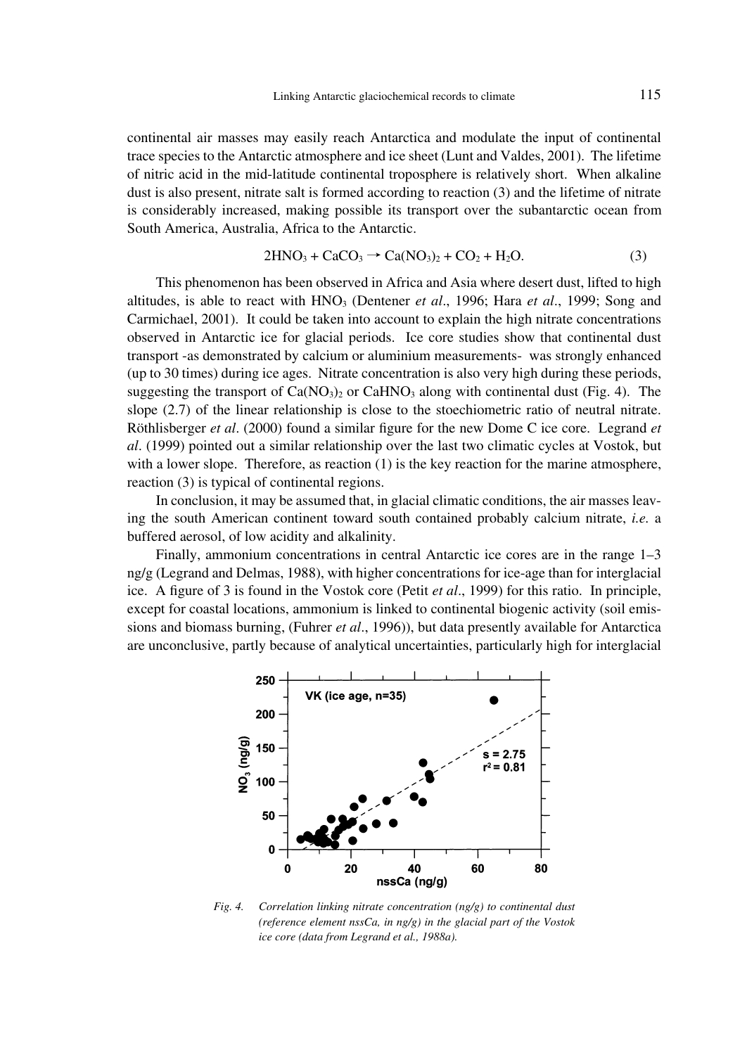continental air masses may easily reach Antarctica and modulate the input of continental trace species to the Antarctic atmosphere and ice sheet (Lunt and Valdes, 2001). The lifetime of nitric acid in the mid-latitude continental troposphere is relatively short. When alkaline dust is also present, nitrate salt is formed according to reaction (3) and the lifetime of nitrate is considerably increased, making possible its transport over the subantarctic ocean from South America, Australia, Africa to the Antarctic.

$$2HNO_3 + CaCO_3 \rightarrow Ca(NO_3)_2 + CO_2 + H_2O. \quad (3)$$

This phenomenon has been observed in Africa and Asia where desert dust, lifted to high altitudes, is able to react with $HNO_3$ (Dentener *et al*., 1996; Hara *et al*., 1999; Song and Carmichael, 2001). It could be taken into account to explain the high nitrate concentrations observed in Antarctic ice for glacial periods. Ice core studies show that continental dust transport -as demonstrated by calcium or aluminium measurements- was strongly enhanced (up to 30 times) during ice ages. Nitrate concentration is also very high during these periods, suggesting the transport of $Ca(NO_3)_2$ or $CaHNO_3$ along with continental dust (Fig. 4). The slope (2.7) of the linear relationship is close to the stoechiometric ratio of neutral nitrate. Röthlisberger *et al*. (2000) found a similar figure for the new Dome C ice core. Legrand *et al*. (1999) pointed out a similar relationship over the last two climatic cycles at Vostok, but with a lower slope. Therefore, as reaction (1) is the key reaction for the marine atmosphere, reaction (3) is typical of continental regions.

In conclusion, it may be assumed that, in glacial climatic conditions, the air masses leaving the south American continent toward south contained probably calcium nitrate, *i.e.* a buffered aerosol, of low acidity and alkalinity.

Finally, ammonium concentrations in central Antarctic ice cores are in the range 1–3 ng/g (Legrand and Delmas, 1988), with higher concentrations for ice-age than for interglacial ice. A figure of 3 is found in the Vostok core (Petit *et al*., 1999) for this ratio. In principle, except for coastal locations, ammonium is linked to continental biogenic activity (soil emissions and biomass burning, (Fuhrer *et al*., 1996)), but data presently available for Antarctica are unconclusive, partly because of analytical uncertainties, particularly high for interglacial

*Fig. 4. Correlation linking nitrate concentration (ng/g) to continental dust (reference element nssCa, in ng/g) in the glacial part of the Vostok ice core (data from Legrand et al., 1988a).*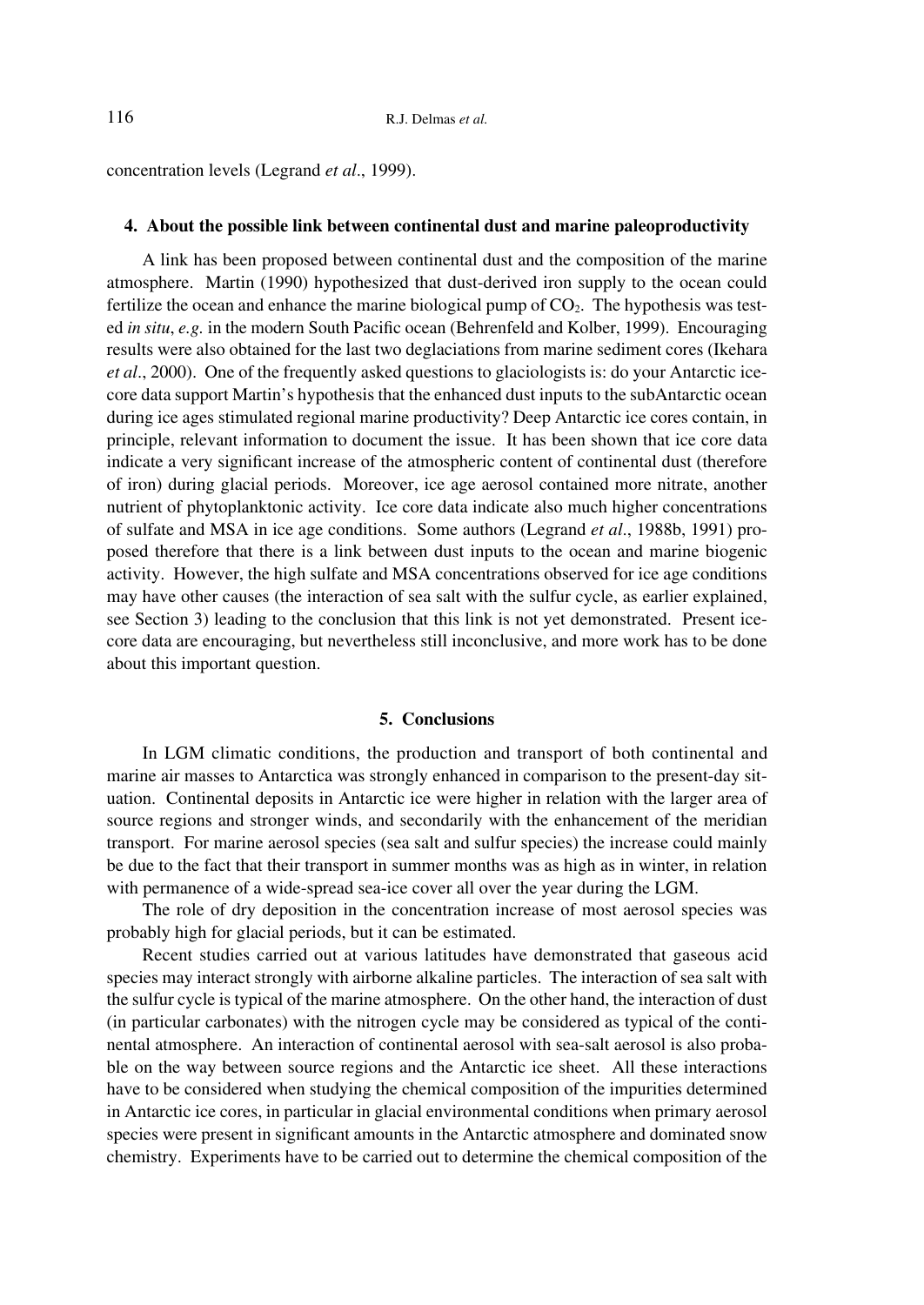concentration levels (Legrand *et al*., 1999).

### 4. About the possible link between continental dust and marine paleoproductivity

A link has been proposed between continental dust and the composition of the marine atmosphere. Martin (1990) hypothesized that dust-derived iron supply to the ocean could fertilize the ocean and enhance the marine biological pump of $CO_2$. The hypothesis was tested *in situ*, *e.g.* in the modern South Pacific ocean (Behrenfeld and Kolber, 1999). Encouraging results were also obtained for the last two deglaciations from marine sediment cores (Ikehara *et al*., 2000). One of the frequently asked questions to glaciologists is: do your Antarctic ice-core data support Martin's hypothesis that the enhanced dust inputs to the subAntarctic ocean during ice ages stimulated regional marine productivity? Deep Antarctic ice cores contain, in principle, relevant information to document the issue. It has been shown that ice core data indicate a very significant increase of the atmospheric content of continental dust (therefore of iron) during glacial periods. Moreover, ice age aerosol contained more nitrate, another nutrient of phytoplanktonic activity. Ice core data indicate also much higher concentrations of sulfate and MSA in ice age conditions. Some authors (Legrand *et al*., 1988b, 1991) proposed therefore that there is a link between dust inputs to the ocean and marine biogenic activity. However, the high sulfate and MSA concentrations observed for ice age conditions may have other causes (the interaction of sea salt with the sulfur cycle, as earlier explained, see Section 3) leading to the conclusion that this link is not yet demonstrated. Present ice-core data are encouraging, but nevertheless still inconclusive, and more work has to be done about this important question.

### 5. Conclusions

In LGM climatic conditions, the production and transport of both continental and marine air masses to Antarctica was strongly enhanced in comparison to the present-day situation. Continental deposits in Antarctic ice were higher in relation with the larger area of source regions and stronger winds, and secondarily with the enhancement of the meridian transport. For marine aerosol species (sea salt and sulfur species) the increase could mainly be due to the fact that their transport in summer months was as high as in winter, in relation with permanence of a wide-spread sea-ice cover all over the year during the LGM.

The role of dry deposition in the concentration increase of most aerosol species was probably high for glacial periods, but it can be estimated.

Recent studies carried out at various latitudes have demonstrated that gaseous acid species may interact strongly with airborne alkaline particles. The interaction of sea salt with the sulfur cycle is typical of the marine atmosphere. On the other hand, the interaction of dust (in particular carbonates) with the nitrogen cycle may be considered as typical of the continental atmosphere. An interaction of continental aerosol with sea-salt aerosol is also probable on the way between source regions and the Antarctic ice sheet. All these interactions have to be considered when studying the chemical composition of the impurities determined in Antarctic ice cores, in particular in glacial environmental conditions when primary aerosol species were present in significant amounts in the Antarctic atmosphere and dominated snow chemistry. Experiments have to be carried out to determine the chemical composition of the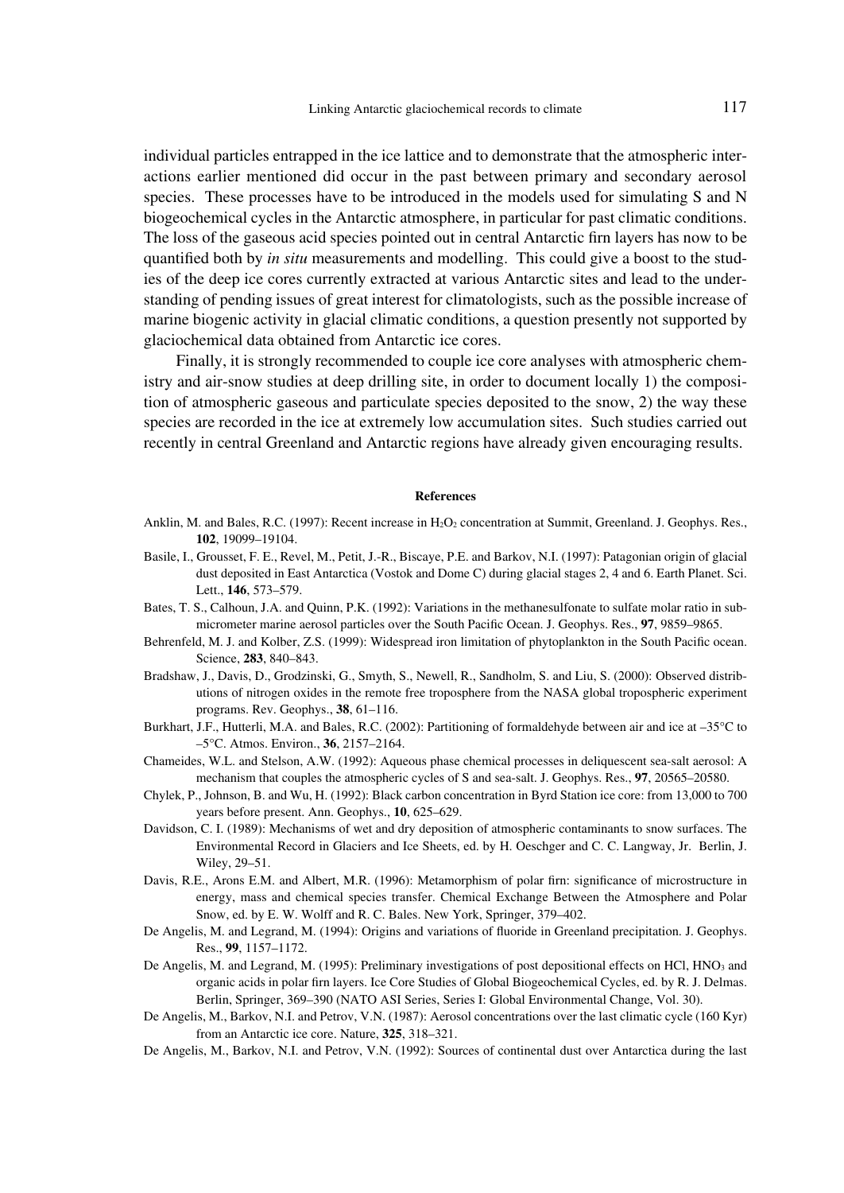individual particles entrapped in the ice lattice and to demonstrate that the atmospheric interactions earlier mentioned did occur in the past between primary and secondary aerosol species. These processes have to be introduced in the models used for simulating S and N biogeochemical cycles in the Antarctic atmosphere, in particular for past climatic conditions. The loss of the gaseous acid species pointed out in central Antarctic firn layers has now to be quantified both by *in situ* measurements and modelling. This could give a boost to the studies of the deep ice cores currently extracted at various Antarctic sites and lead to the understanding of pending issues of great interest for climatologists, such as the possible increase of marine biogenic activity in glacial climatic conditions, a question presently not supported by glaciochemical data obtained from Antarctic ice cores.

Finally, it is strongly recommended to couple ice core analyses with atmospheric chemistry and air-snow studies at deep drilling site, in order to document locally 1) the composition of atmospheric gaseous and particulate species deposited to the snow, 2) the way these species are recorded in the ice at extremely low accumulation sites. Such studies carried out recently in central Greenland and Antarctic regions have already given encouraging results.

## References

Anklin, M. and Bales, R.C. (1997): Recent increase in $H_2O_2$ concentration at Summit, Greenland. J. Geophys. Res., **102**, 19099–19104.

Basile, I., Grousset, F. E., Revel, M., Petit, J.-R., Biscaye, P.E. and Barkov, N.I. (1997): Patagonian origin of glacial dust deposited in East Antarctica (Vostok and Dome C) during glacial stages 2, 4 and 6. Earth Planet. Sci. Lett., **146**, 573–579.

Bates, T. S., Calhoun, J.A. and Quinn, P.K. (1992): Variations in the methanesulfonate to sulfate molar ratio in submicrometer marine aerosol particles over the South Pacific Ocean. J. Geophys. Res., **97**, 9859–9865.

Behrenfeld, M. J. and Kolber, Z.S. (1999): Widespread iron limitation of phytoplankton in the South Pacific ocean. Science, **283**, 840–843.

Bradshaw, J., Davis, D., Grodzinski, G., Smyth, S., Newell, R., Sandholm, S. and Liu, S. (2000): Observed distributions of nitrogen oxides in the remote free troposphere from the NASA global tropospheric experiment programs. Rev. Geophys., **38**, 61–116.

Burkhart, J.F., Hutterli, M.A. and Bales, R.C. (2002): Partitioning of formaldehyde between air and ice at –35°C to –5°C. Atmos. Environ., **36**, 2157–2164.

Chameides, W.L. and Stelson, A.W. (1992): Aqueous phase chemical processes in deliquescent sea-salt aerosol: A mechanism that couples the atmospheric cycles of S and sea-salt. J. Geophys. Res., **97**, 20565–20580.

Chylek, P., Johnson, B. and Wu, H. (1992): Black carbon concentration in Byrd Station ice core: from 13,000 to 700 years before present. Ann. Geophys., **10**, 625–629.

Davidson, C. I. (1989): Mechanisms of wet and dry deposition of atmospheric contaminants to snow surfaces. The Environmental Record in Glaciers and Ice Sheets, ed. by H. Oeschger and C. C. Langway, Jr. Berlin, J. Wiley, 29–51.

Davis, R.E., Arons E.M. and Albert, M.R. (1996): Metamorphism of polar firn: significance of microstructure in energy, mass and chemical species transfer. Chemical Exchange Between the Atmosphere and Polar Snow, ed. by E. W. Wolff and R. C. Bales. New York, Springer, 379–402.

De Angelis, M. and Legrand, M. (1994): Origins and variations of fluoride in Greenland precipitation. J. Geophys. Res., **99**, 1157–1172.

De Angelis, M. and Legrand, M. (1995): Preliminary investigations of post depositional effects on HCl, $HNO_3$ and organic acids in polar firn layers. Ice Core Studies of Global Biogeochemical Cycles, ed. by R. J. Delmas. Berlin, Springer, 369–390 (NATO ASI Series, Series I: Global Environmental Change, Vol. 30).

De Angelis, M., Barkov, N.I. and Petrov, V.N. (1987): Aerosol concentrations over the last climatic cycle (160 Kyr) from an Antarctic ice core. Nature, **325**, 318–321.

De Angelis, M., Barkov, N.I. and Petrov, V.N. (1992): Sources of continental dust over Antarctica during the last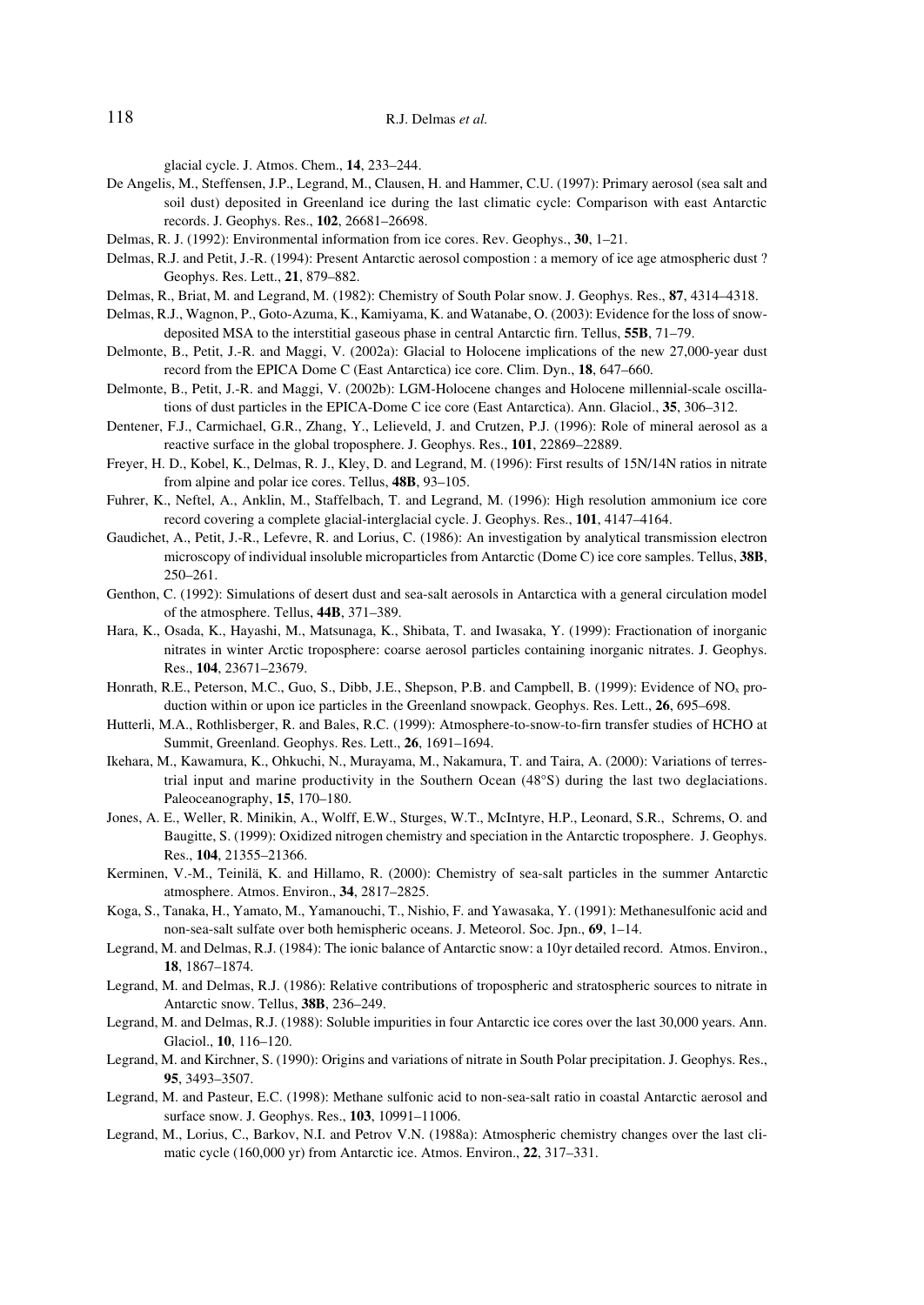glacial cycle. J. Atmos. Chem., **14**, 233–244.

De Angelis, M., Steffensen, J.P., Legrand, M., Clausen, H. and Hammer, C.U. (1997): Primary aerosol (sea salt and soil dust) deposited in Greenland ice during the last climatic cycle: Comparison with east Antarctic records. J. Geophys. Res., **102**, 26681–26698.

Delmas, R. J. (1992): Environmental information from ice cores. Rev. Geophys., **30**, 1–21.

Delmas, R.J. and Petit, J.-R. (1994): Present Antarctic aerosol compostion : a memory of ice age atmospheric dust ? Geophys. Res. Lett., **21**, 879–882.

Delmas, R., Briat, M. and Legrand, M. (1982): Chemistry of South Polar snow. J. Geophys. Res., **87**, 4314–4318.

Delmas, R.J., Wagnon, P., Goto-Azuma, K., Kamiyama, K. and Watanabe, O. (2003): Evidence for the loss of snow-deposited MSA to the interstitial gaseous phase in central Antarctic firn. Tellus, **55B**, 71–79.

Delmonte, B., Petit, J.-R. and Maggi, V. (2002a): Glacial to Holocene implications of the new 27,000-year dust record from the EPICA Dome C (East Antarctica) ice core. Clim. Dyn., **18**, 647–660.

Delmonte, B., Petit, J.-R. and Maggi, V. (2002b): LGM-Holocene changes and Holocene millennial-scale oscillations of dust particles in the EPICA-Dome C ice core (East Antarctica). Ann. Glaciol., **35**, 306–312.

Dentener, F.J., Carmichael, G.R., Zhang, Y., Lelieveld, J. and Crutzen, P.J. (1996): Role of mineral aerosol as a reactive surface in the global troposphere. J. Geophys. Res., **101**, 22869–22889.

Freyer, H. D., Kobel, K., Delmas, R. J., Kley, D. and Legrand, M. (1996): First results of 15N/14N ratios in nitrate from alpine and polar ice cores. Tellus, **48B**, 93–105.

Fuhrer, K., Neftel, A., Anklin, M., Staffelbach, T. and Legrand, M. (1996): High resolution ammonium ice core record covering a complete glacial-interglacial cycle. J. Geophys. Res., **101**, 4147–4164.

Gaudichet, A., Petit, J.-R., Lefevre, R. and Lorius, C. (1986): An investigation by analytical transmission electron microscopy of individual insoluble microparticles from Antarctic (Dome C) ice core samples. Tellus, **38B**, 250–261.

Genthon, C. (1992): Simulations of desert dust and sea-salt aerosols in Antarctica with a general circulation model of the atmosphere. Tellus, **44B**, 371–389.

Hara, K., Osada, K., Hayashi, M., Matsunaga, K., Shibata, T. and Iwasaka, Y. (1999): Fractionation of inorganic nitrates in winter Arctic troposphere: coarse aerosol particles containing inorganic nitrates. J. Geophys. Res., **104**, 23671–23679.

Honrath, R.E., Peterson, M.C., Guo, S., Dibb, J.E., Shepson, P.B. and Campbell, B. (1999): Evidence of $NO_x$ production within or upon ice particles in the Greenland snowpack. Geophys. Res. Lett., **26**, 695–698.

Hutterli, M.A., Rothlisberger, R. and Bales, R.C. (1999): Atmosphere-to-snow-to-firn transfer studies of HCHO at Summit, Greenland. Geophys. Res. Lett., **26**, 1691–1694.

Ikehara, M., Kawamura, K., Ohkuchi, N., Murayama, M., Nakamura, T. and Taira, A. (2000): Variations of terrestrial input and marine productivity in the Southern Ocean (48°S) during the last two deglaciations. Paleoceanography, **15**, 170–180.

Jones, A. E., Weller, R. Minikin, A., Wolff, E.W., Sturges, W.T., McIntyre, H.P., Leonard, S.R., Schrems, O. and Baugitte, S. (1999): Oxidized nitrogen chemistry and speciation in the Antarctic troposphere. J. Geophys. Res., **104**, 21355–21366.

Kerminen, V.-M., Teinilä, K. and Hillamo, R. (2000): Chemistry of sea-salt particles in the summer Antarctic atmosphere. Atmos. Environ., **34**, 2817–2825.

Koga, S., Tanaka, H., Yamato, M., Yamanouchi, T., Nishio, F. and Yawasaka, Y. (1991): Methanesulfonic acid and non-sea-salt sulfate over both hemispheric oceans. J. Meteorol. Soc. Jpn., **69**, 1–14.

Legrand, M. and Delmas, R.J. (1984): The ionic balance of Antarctic snow: a 10yr detailed record. Atmos. Environ., **18**, 1867–1874.

Legrand, M. and Delmas, R.J. (1986): Relative contributions of tropospheric and stratospheric sources to nitrate in Antarctic snow. Tellus, **38B**, 236–249.

Legrand, M. and Delmas, R.J. (1988): Soluble impurities in four Antarctic ice cores over the last 30,000 years. Ann. Glaciol., **10**, 116–120.

Legrand, M. and Kirchner, S. (1990): Origins and variations of nitrate in South Polar precipitation. J. Geophys. Res., **95**, 3493–3507.

Legrand, M. and Pasteur, E.C. (1998): Methane sulfonic acid to non-sea-salt ratio in coastal Antarctic aerosol and surface snow. J. Geophys. Res., **103**, 10991–11006.

Legrand, M., Lorius, C., Barkov, N.I. and Petrov V.N. (1988a): Atmospheric chemistry changes over the last climatic cycle (160,000 yr) from Antarctic ice. Atmos. Environ., **22**, 317–331.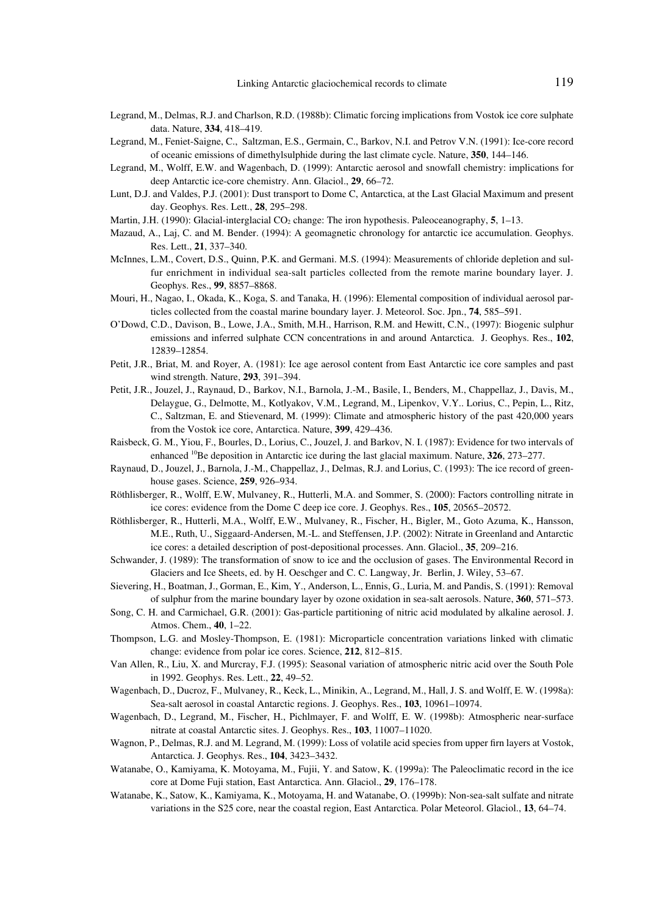Legrand, M., Delmas, R.J. and Charlson, R.D. (1988b): Climatic forcing implications from Vostok ice core sulphate data. Nature, **334**, 418–419.

Legrand, M., Feniet-Saigne, C., Saltzman, E.S., Germain, C., Barkov, N.I. and Petrov V.N. (1991): Ice-core record of oceanic emissions of dimethylsulphide during the last climate cycle. Nature, **350**, 144–146.

Legrand, M., Wolff, E.W. and Wagenbach, D. (1999): Antarctic aerosol and snowfall chemistry: implications for deep Antarctic ice-core chemistry. Ann. Glaciol., **29**, 66–72.

Lunt, D.J. and Valdes, P.J. (2001): Dust transport to Dome C, Antarctica, at the Last Glacial Maximum and present day. Geophys. Res. Lett., **28**, 295–298.

Martin, J.H. (1990): Glacial-interglacial $CO_2$ change: The iron hypothesis. Paleoceanography, **5**, 1–13.

Mazaud, A., Laj, C. and M. Bender. (1994): A geomagnetic chronology for antarctic ice accumulation. Geophys. Res. Lett., **21**, 337–340.

McInnes, L.M., Covert, D.S., Quinn, P.K. and Germani. M.S. (1994): Measurements of chloride depletion and sulfur enrichment in individual sea-salt particles collected from the remote marine boundary layer. J. Geophys. Res., **99**, 8857–8868.

Mouri, H., Nagao, I., Okada, K., Koga, S. and Tanaka, H. (1996): Elemental composition of individual aerosol particles collected from the coastal marine boundary layer. J. Meteorol. Soc. Jpn., **74**, 585–591.

O'Dowd, C.D., Davison, B., Lowe, J.A., Smith, M.H., Harrison, R.M. and Hewitt, C.N., (1997): Biogenic sulphur emissions and inferred sulphate CCN concentrations in and around Antarctica. J. Geophys. Res., **102**, 12839–12854.

Petit, J.R., Briat, M. and Royer, A. (1981): Ice age aerosol content from East Antarctic ice core samples and past wind strength. Nature, **293**, 391–394.

Petit, J.R., Jouzel, J., Raynaud, D., Barkov, N.I., Barnola, J.-M., Basile, I., Benders, M., Chappellaz, J., Davis, M., Delaygue, G., Delmotte, M., Kotlyakov, V.M., Legrand, M., Lipenkov, V.Y.. Lorius, C., Pepin, L., Ritz, C., Saltzman, E. and Stievenard, M. (1999): Climate and atmospheric history of the past 420,000 years from the Vostok ice core, Antarctica. Nature, **399**, 429–436.

Raisbeck, G. M., Yiou, F., Bourles, D., Lorius, C., Jouzel, J. and Barkov, N. I. (1987): Evidence for two intervals of enhanced $^{10}$Be deposition in Antarctic ice during the last glacial maximum. Nature, **326**, 273–277.

Raynaud, D., Jouzel, J., Barnola, J.-M., Chappellaz, J., Delmas, R.J. and Lorius, C. (1993): The ice record of greenhouse gases. Science, **259**, 926–934.

Röthlisberger, R., Wolff, E.W, Mulvaney, R., Hutterli, M.A. and Sommer, S. (2000): Factors controlling nitrate in ice cores: evidence from the Dome C deep ice core. J. Geophys. Res., **105**, 20565–20572.

Röthlisberger, R., Hutterli, M.A., Wolff, E.W., Mulvaney, R., Fischer, H., Bigler, M., Goto Azuma, K., Hansson, M.E., Ruth, U., Siggaard-Andersen, M.-L. and Steffensen, J.P. (2002): Nitrate in Greenland and Antarctic ice cores: a detailed description of post-depositional processes. Ann. Glaciol., **35**, 209–216.

Schwander, J. (1989): The transformation of snow to ice and the occlusion of gases. The Environmental Record in Glaciers and Ice Sheets, ed. by H. Oeschger and C. C. Langway, Jr. Berlin, J. Wiley, 53–67.

Sievering, H., Boatman, J., Gorman, E., Kim, Y., Anderson, L., Ennis, G., Luria, M. and Pandis, S. (1991): Removal of sulphur from the marine boundary layer by ozone oxidation in sea-salt aerosols. Nature, **360**, 571–573.

Song, C. H. and Carmichael, G.R. (2001): Gas-particle partitioning of nitric acid modulated by alkaline aerosol. J. Atmos. Chem., **40**, 1–22.

Thompson, L.G. and Mosley-Thompson, E. (1981): Microparticle concentration variations linked with climatic change: evidence from polar ice cores. Science, **212**, 812–815.

Van Allen, R., Liu, X. and Murcray, F.J. (1995): Seasonal variation of atmospheric nitric acid over the South Pole in 1992. Geophys. Res. Lett., **22**, 49–52.

Wagenbach, D., Ducroz, F., Mulvaney, R., Keck, L., Minikin, A., Legrand, M., Hall, J. S. and Wolff, E. W. (1998a): Sea-salt aerosol in coastal Antarctic regions. J. Geophys. Res., **103**, 10961–10974.

Wagenbach, D., Legrand, M., Fischer, H., Pichlmayer, F. and Wolff, E. W. (1998b): Atmospheric near-surface nitrate at coastal Antarctic sites. J. Geophys. Res., **103**, 11007–11020.

Wagnon, P., Delmas, R.J. and M. Legrand, M. (1999): Loss of volatile acid species from upper firn layers at Vostok, Antarctica. J. Geophys. Res., **104**, 3423–3432.

Watanabe, O., Kamiyama, K. Motoyama, M., Fujii, Y. and Satow, K. (1999a): The Paleoclimatic record in the ice core at Dome Fuji station, East Antarctica. Ann. Glaciol., **29**, 176–178.

Watanabe, K., Satow, K., Kamiyama, K., Motoyama, H. and Watanabe, O. (1999b): Non-sea-salt sulfate and nitrate variations in the S25 core, near the coastal region, East Antarctica. Polar Meteorol. Glaciol., **13**, 64–74.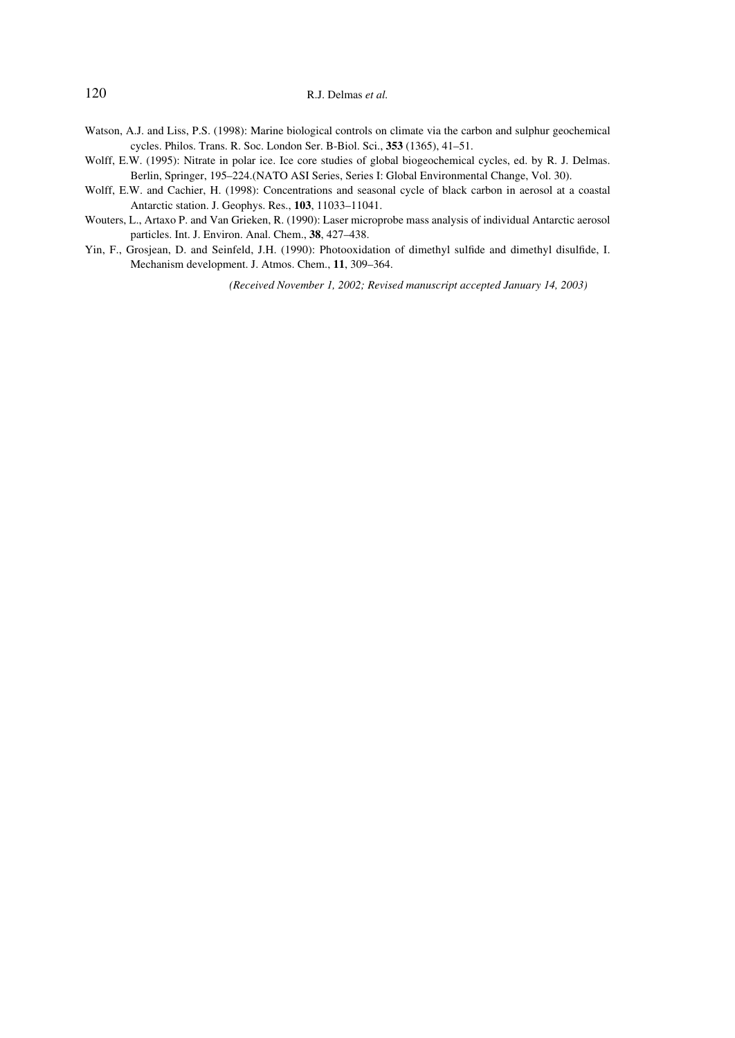Watson, A.J. and Liss, P.S. (1998): Marine biological controls on climate via the carbon and sulphur geochemical cycles. Philos. Trans. R. Soc. London Ser. B-Biol. Sci., **353** (1365), 41–51.

Wolff, E.W. (1995): Nitrate in polar ice. Ice core studies of global biogeochemical cycles, ed. by R. J. Delmas. Berlin, Springer, 195–224.(NATO ASI Series, Series I: Global Environmental Change, Vol. 30).

Wolff, E.W. and Cachier, H. (1998): Concentrations and seasonal cycle of black carbon in aerosol at a coastal Antarctic station. J. Geophys. Res., **103**, 11033–11041.

Wouters, L., Artaxo P. and Van Grieken, R. (1990): Laser microprobe mass analysis of individual Antarctic aerosol particles. Int. J. Environ. Anal. Chem., **38**, 427–438.

Yin, F., Grosjean, D. and Seinfeld, J.H. (1990): Photooxidation of dimethyl sulfide and dimethyl disulfide, I. Mechanism development. J. Atmos. Chem., **11**, 309–364.

*(Received November 1, 2002; Revised manuscript accepted January 14, 2003)*